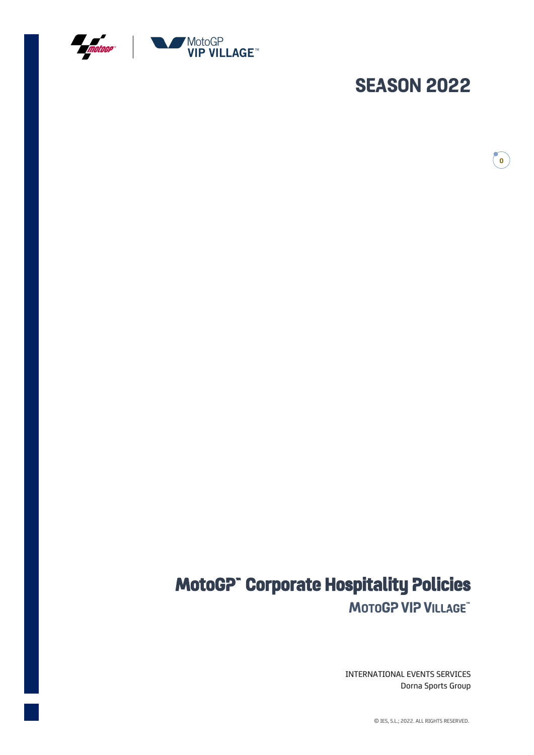MotoGP VIP VILLAGE™

# SEASON 2022

# MotoGP™ Corporate Hospitality Policies

## MotoGP VIP VILLAGE™

INTERNATIONAL EVENTS SERVICES
Dorna Sports Group

© IES, S.L.; 2022. ALL RIGHTS RESERVED.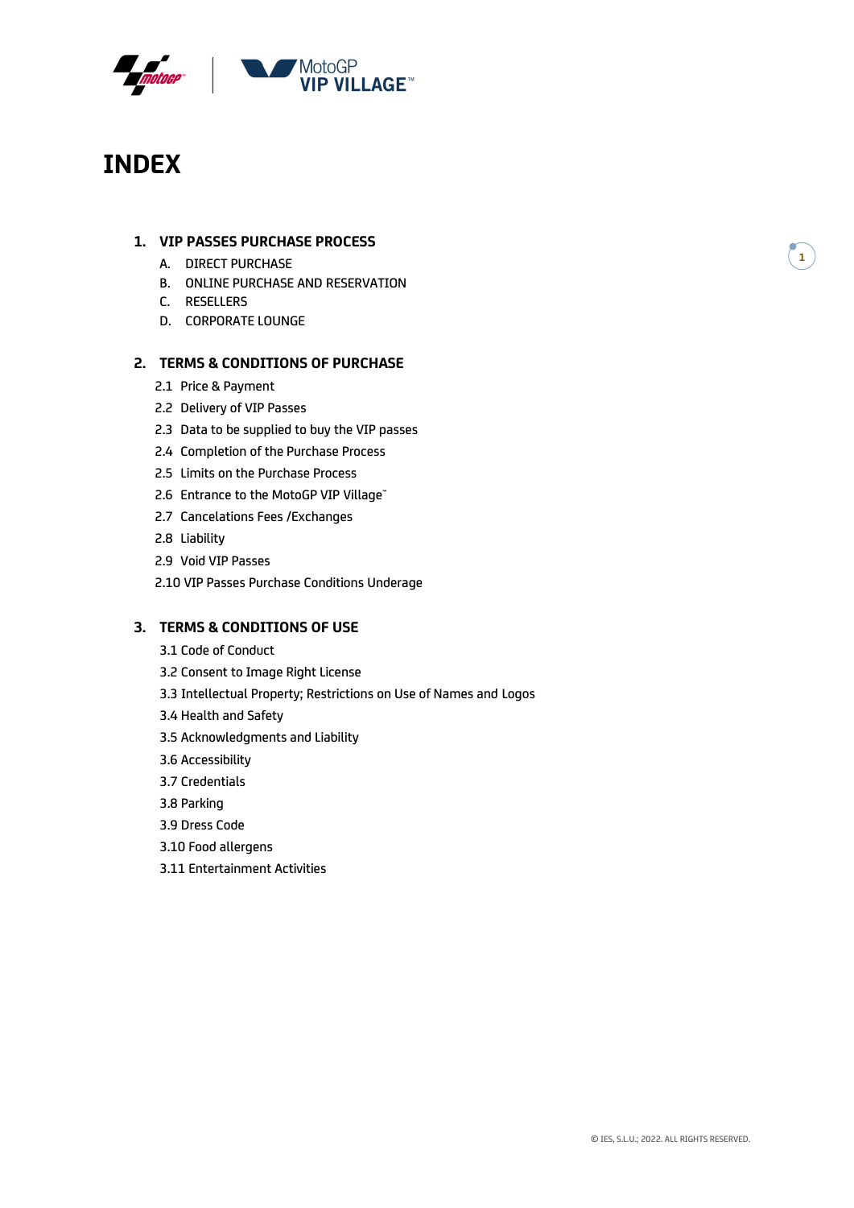# INDEX

1. **VIP PASSES PURCHASE PROCESS**
   - A. DIRECT PURCHASE
   - B. ONLINE PURCHASE AND RESERVATION
   - C. RESELLERS
   - D. CORPORATE LOUNGE

2. **TERMS & CONDITIONS OF PURCHASE**
   - 2.1 Price & Payment
   - 2.2 Delivery of VIP Passes
   - 2.3 Data to be supplied to buy the VIP passes
   - 2.4 Completion of the Purchase Process
   - 2.5 Limits on the Purchase Process
   - 2.6 Entrance to the MotoGP VIP Village™
   - 2.7 Cancelations Fees /Exchanges
   - 2.8 Liability
   - 2.9 Void VIP Passes
   - 2.10 VIP Passes Purchase Conditions Underage

3. **TERMS & CONDITIONS OF USE**
   - 3.1 Code of Conduct
   - 3.2 Consent to Image Right License
   - 3.3 Intellectual Property; Restrictions on Use of Names and Logos
   - 3.4 Health and Safety
   - 3.5 Acknowledgments and Liability
   - 3.6 Accessibility
   - 3.7 Credentials
   - 3.8 Parking
   - 3.9 Dress Code
   - 3.10 Food allergens
   - 3.11 Entertainment Activities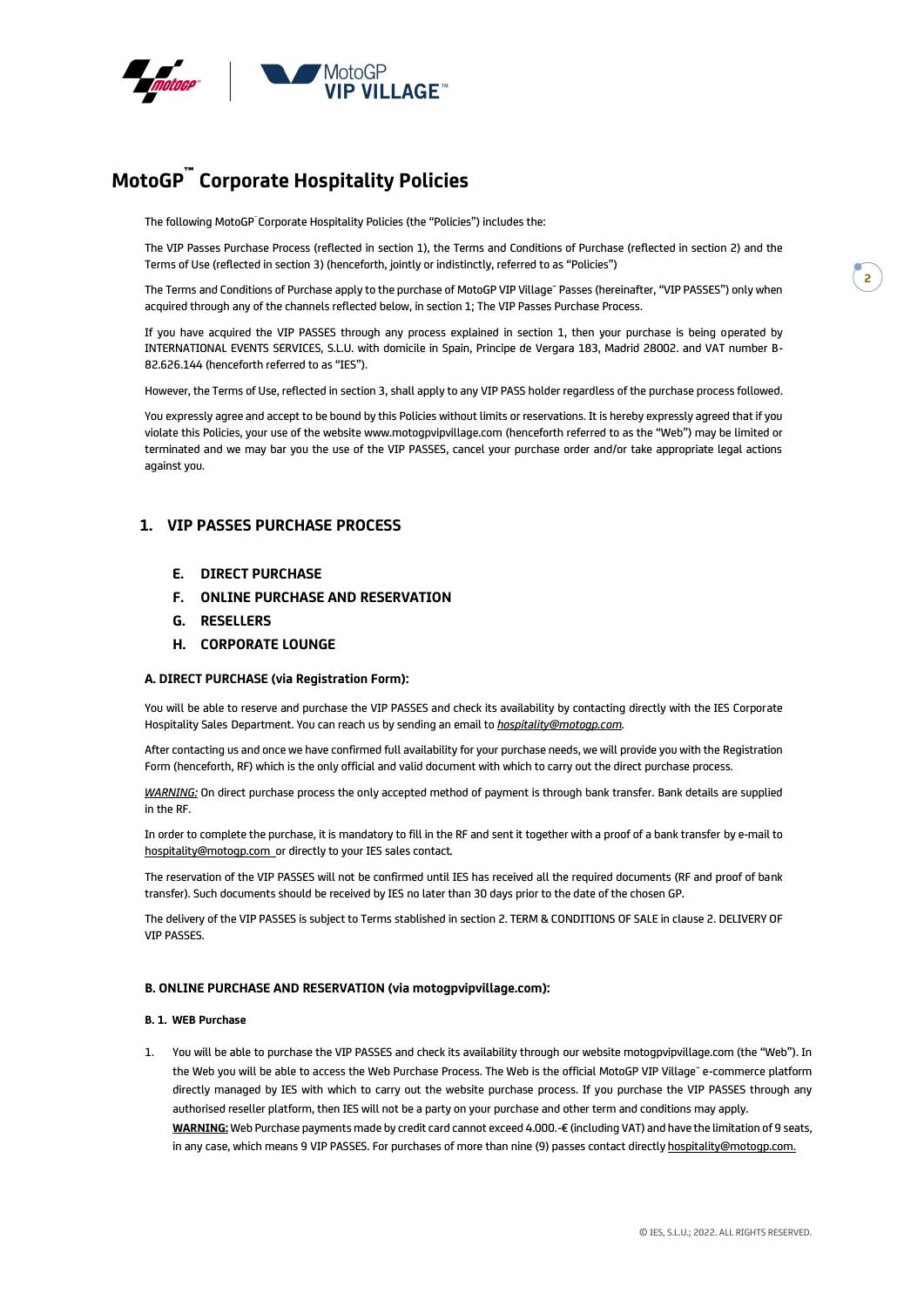# MotoGP™ Corporate Hospitality Policies

The following MotoGP™ Corporate Hospitality Policies (the "Policies") includes the:

The VIP Passes Purchase Process (reflected in section 1), the Terms and Conditions of Purchase (reflected in section 2) and the Terms of Use (reflected in section 3) (henceforth, jointly or indistinctly, referred to as "Policies")

The Terms and Conditions of Purchase apply to the purchase of MotoGP VIP Village™ Passes (hereinafter, "VIP PASSES") only when acquired through any of the channels reflected below, in section 1; The VIP Passes Purchase Process.

If you have acquired the VIP PASSES through any process explained in section 1, then your purchase is being operated by INTERNATIONAL EVENTS SERVICES, S.L.U. with domicile in Spain, Principe de Vergara 183, Madrid 28002. and VAT number B-82.626.144 (henceforth referred to as "IES").

However, the Terms of Use, reflected in section 3, shall apply to any VIP PASS holder regardless of the purchase process followed.

You expressly agree and accept to be bound by this Policies without limits or reservations. It is hereby expressly agreed that if you violate this Policies, your use of the website www.motogpvipvillage.com (henceforth referred to as the "Web") may be limited or terminated and we may bar you the use of the VIP PASSES, cancel your purchase order and/or take appropriate legal actions against you.

## 1. VIP PASSES PURCHASE PROCESS

- **E. DIRECT PURCHASE**
- **F. ONLINE PURCHASE AND RESERVATION**
- **G. RESELLERS**
- **H. CORPORATE LOUNGE**

### A. DIRECT PURCHASE (via Registration Form):

You will be able to reserve and purchase the VIP PASSES and check its availability by contacting directly with the IES Corporate Hospitality Sales Department. You can reach us by sending an email to *hospitality@motogp.com.*

After contacting us and once we have confirmed full availability for your purchase needs, we will provide you with the Registration Form (henceforth, RF) which is the only official and valid document with which to carry out the direct purchase process.

*WARNING:* On direct purchase process the only accepted method of payment is through bank transfer. Bank details are supplied in the RF.

In order to complete the purchase, it is mandatory to fill in the RF and sent it together with a proof of a bank transfer by e-mail to hospitality@motogp.com or directly to your IES sales contact.

The reservation of the VIP PASSES will not be confirmed until IES has received all the required documents (RF and proof of bank transfer). Such documents should be received by IES no later than 30 days prior to the date of the chosen GP.

The delivery of the VIP PASSES is subject to Terms stablished in section 2. TERM & CONDITIONS OF SALE in clause 2. DELIVERY OF VIP PASSES.

### B. ONLINE PURCHASE AND RESERVATION (via motogpvipvillage.com):

#### B. 1. WEB Purchase

1. You will be able to purchase the VIP PASSES and check its availability through our website motogpvipvillage.com (the "Web"). In the Web you will be able to access the Web Purchase Process. The Web is the official MotoGP VIP Village™ e-commerce platform directly managed by IES with which to carry out the website purchase process. If you purchase the VIP PASSES through any authorised reseller platform, then IES will not be a party on your purchase and other term and conditions may apply.
   **WARNING:** Web Purchase payments made by credit card cannot exceed 4.000.-€ (including VAT) and have the limitation of 9 seats, in any case, which means 9 VIP PASSES. For purchases of more than nine (9) passes contact directly hospitality@motogp.com.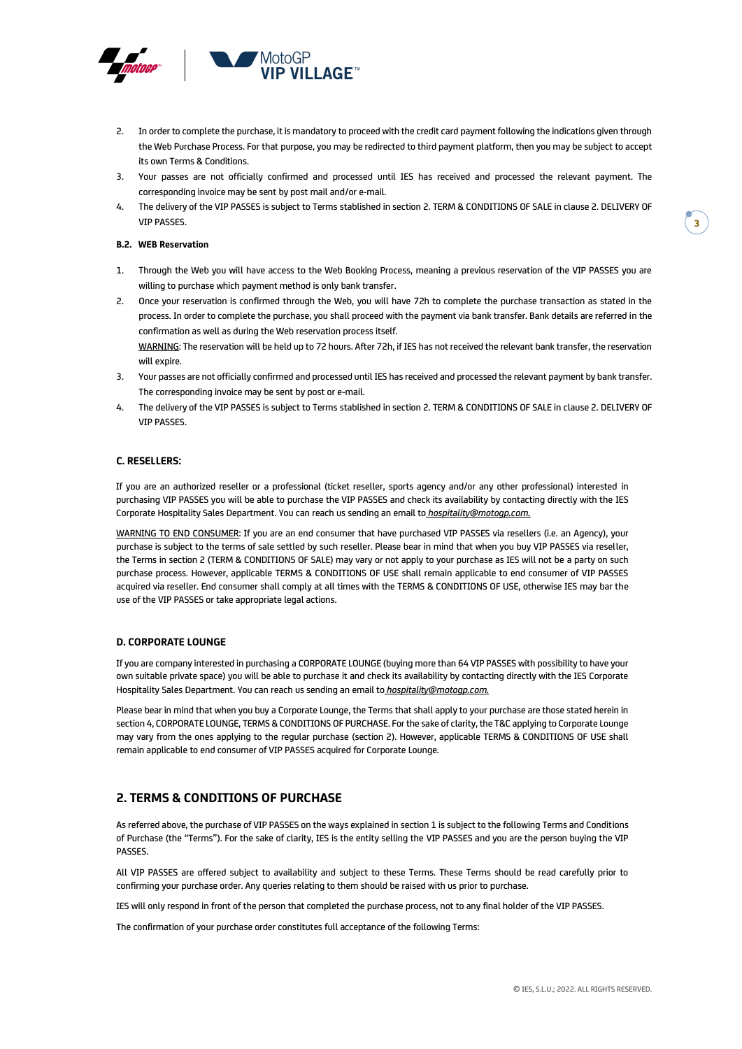2. In order to complete the purchase, it is mandatory to proceed with the credit card payment following the indications given through the Web Purchase Process. For that purpose, you may be redirected to third payment platform, then you may be subject to accept its own Terms & Conditions.
3. Your passes are not officially confirmed and processed until IES has received and processed the relevant payment. The corresponding invoice may be sent by post mail and/or e-mail.
4. The delivery of the VIP PASSES is subject to Terms stablished in section 2. TERM & CONDITIONS OF SALE in clause 2. DELIVERY OF VIP PASSES.

#### B.2. WEB Reservation

1. Through the Web you will have access to the Web Booking Process, meaning a previous reservation of the VIP PASSES you are willing to purchase which payment method is only bank transfer.
2. Once your reservation is confirmed through the Web, you will have 72h to complete the purchase transaction as stated in the process. In order to complete the purchase, you shall proceed with the payment via bank transfer. Bank details are referred in the confirmation as well as during the Web reservation process itself.
   WARNING: The reservation will be held up to 72 hours. After 72h, if IES has not received the relevant bank transfer, the reservation will expire.
3. Your passes are not officially confirmed and processed until IES has received and processed the relevant payment by bank transfer. The corresponding invoice may be sent by post or e-mail.
4. The delivery of the VIP PASSES is subject to Terms stablished in section 2. TERM & CONDITIONS OF SALE in clause 2. DELIVERY OF VIP PASSES.

### C. RESELLERS:

If you are an authorized reseller or a professional (ticket reseller, sports agency and/or any other professional) interested in purchasing VIP PASSES you will be able to purchase the VIP PASSES and check its availability by contacting directly with the IES Corporate Hospitality Sales Department. You can reach us sending an email to *hospitality@motogp.com.*

WARNING TO END CONSUMER: If you are an end consumer that have purchased VIP PASSES via resellers (i.e. an Agency), your purchase is subject to the terms of sale settled by such reseller. Please bear in mind that when you buy VIP PASSES via reseller, the Terms in section 2 (TERM & CONDITIONS OF SALE) may vary or not apply to your purchase as IES will not be a party on such purchase process. However, applicable TERMS & CONDITIONS OF USE shall remain applicable to end consumer of VIP PASSES acquired via reseller. End consumer shall comply at all times with the TERMS & CONDITIONS OF USE, otherwise IES may bar the use of the VIP PASSES or take appropriate legal actions.

### D. CORPORATE LOUNGE

If you are company interested in purchasing a CORPORATE LOUNGE (buying more than 64 VIP PASSES with possibility to have your own suitable private space) you will be able to purchase it and check its availability by contacting directly with the IES Corporate Hospitality Sales Department. You can reach us sending an email to *hospitality@motogp.com.*

Please bear in mind that when you buy a Corporate Lounge, the Terms that shall apply to your purchase are those stated herein in section 4, CORPORATE LOUNGE, TERMS & CONDITIONS OF PURCHASE. For the sake of clarity, the T&C applying to Corporate Lounge may vary from the ones applying to the regular purchase (section 2). However, applicable TERMS & CONDITIONS OF USE shall remain applicable to end consumer of VIP PASSES acquired for Corporate Lounge.

## 2. TERMS & CONDITIONS OF PURCHASE

As referred above, the purchase of VIP PASSES on the ways explained in section 1 is subject to the following Terms and Conditions of Purchase (the "Terms"). For the sake of clarity, IES is the entity selling the VIP PASSES and you are the person buying the VIP PASSES.

All VIP PASSES are offered subject to availability and subject to these Terms. These Terms should be read carefully prior to confirming your purchase order. Any queries relating to them should be raised with us prior to purchase.

IES will only respond in front of the person that completed the purchase process, not to any final holder of the VIP PASSES.

The confirmation of your purchase order constitutes full acceptance of the following Terms: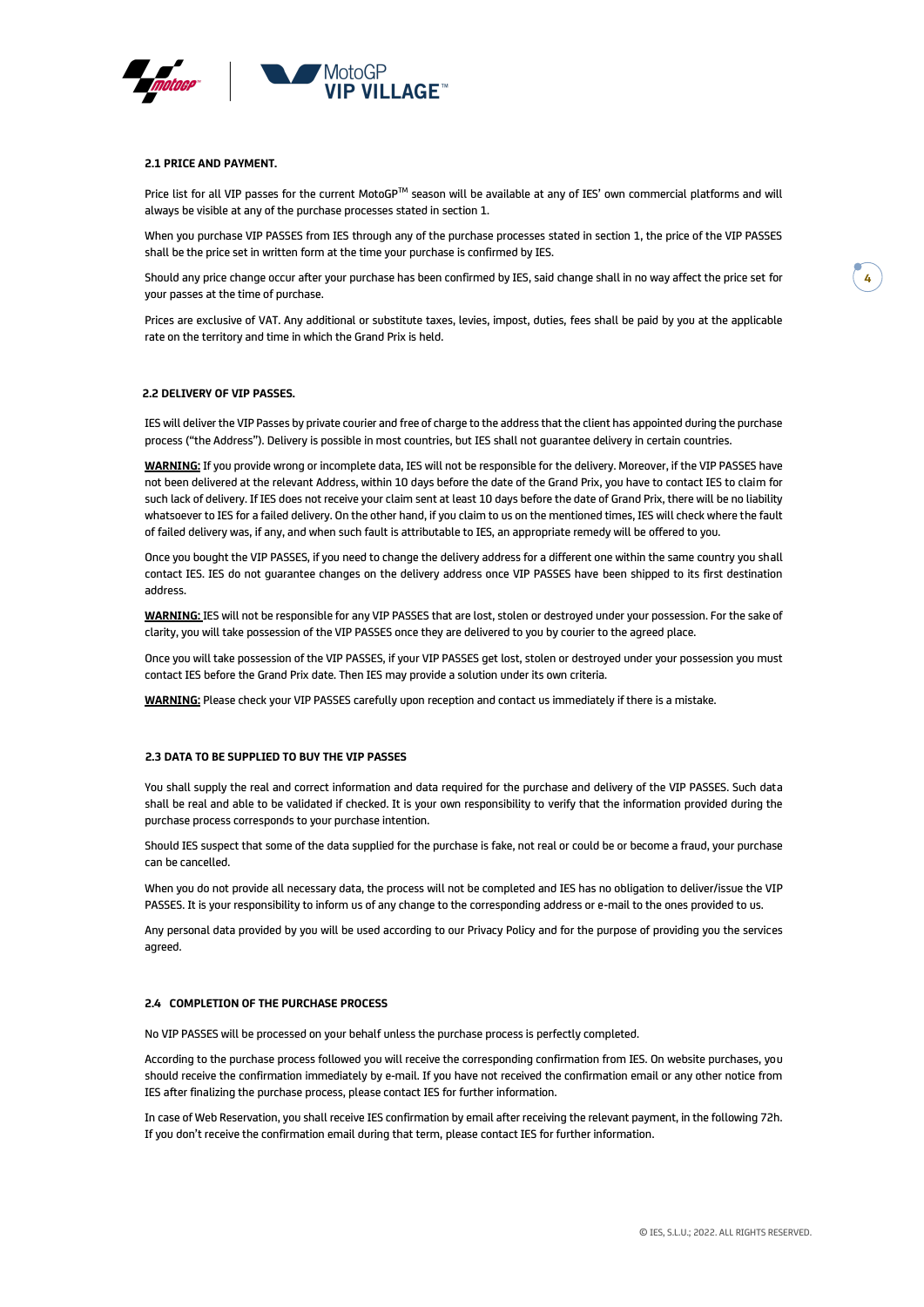### 2.1 PRICE AND PAYMENT.

Price list for all VIP passes for the current MotoGP™ season will be available at any of IES' own commercial platforms and will always be visible at any of the purchase processes stated in section 1.

When you purchase VIP PASSES from IES through any of the purchase processes stated in section 1, the price of the VIP PASSES shall be the price set in written form at the time your purchase is confirmed by IES.

Should any price change occur after your purchase has been confirmed by IES, said change shall in no way affect the price set for your passes at the time of purchase.

Prices are exclusive of VAT. Any additional or substitute taxes, levies, impost, duties, fees shall be paid by you at the applicable rate on the territory and time in which the Grand Prix is held.

### 2.2 DELIVERY OF VIP PASSES.

IES will deliver the VIP Passes by private courier and free of charge to the address that the client has appointed during the purchase process ("the Address"). Delivery is possible in most countries, but IES shall not guarantee delivery in certain countries.

**WARNING:** If you provide wrong or incomplete data, IES will not be responsible for the delivery. Moreover, if the VIP PASSES have not been delivered at the relevant Address, within 10 days before the date of the Grand Prix, you have to contact IES to claim for such lack of delivery. If IES does not receive your claim sent at least 10 days before the date of Grand Prix, there will be no liability whatsoever to IES for a failed delivery. On the other hand, if you claim to us on the mentioned times, IES will check where the fault of failed delivery was, if any, and when such fault is attributable to IES, an appropriate remedy will be offered to you.

Once you bought the VIP PASSES, if you need to change the delivery address for a different one within the same country you shall contact IES. IES do not guarantee changes on the delivery address once VIP PASSES have been shipped to its first destination address.

**WARNING:** IES will not be responsible for any VIP PASSES that are lost, stolen or destroyed under your possession. For the sake of clarity, you will take possession of the VIP PASSES once they are delivered to you by courier to the agreed place.

Once you will take possession of the VIP PASSES, if your VIP PASSES get lost, stolen or destroyed under your possession you must contact IES before the Grand Prix date. Then IES may provide a solution under its own criteria.

**WARNING:** Please check your VIP PASSES carefully upon reception and contact us immediately if there is a mistake.

### 2.3 DATA TO BE SUPPLIED TO BUY THE VIP PASSES

You shall supply the real and correct information and data required for the purchase and delivery of the VIP PASSES. Such data shall be real and able to be validated if checked. It is your own responsibility to verify that the information provided during the purchase process corresponds to your purchase intention.

Should IES suspect that some of the data supplied for the purchase is fake, not real or could be or become a fraud, your purchase can be cancelled.

When you do not provide all necessary data, the process will not be completed and IES has no obligation to deliver/issue the VIP PASSES. It is your responsibility to inform us of any change to the corresponding address or e-mail to the ones provided to us.

Any personal data provided by you will be used according to our Privacy Policy and for the purpose of providing you the services agreed.

### 2.4 COMPLETION OF THE PURCHASE PROCESS

No VIP PASSES will be processed on your behalf unless the purchase process is perfectly completed.

According to the purchase process followed you will receive the corresponding confirmation from IES. On website purchases, you should receive the confirmation immediately by e-mail. If you have not received the confirmation email or any other notice from IES after finalizing the purchase process, please contact IES for further information.

In case of Web Reservation, you shall receive IES confirmation by email after receiving the relevant payment, in the following 72h. If you don't receive the confirmation email during that term, please contact IES for further information.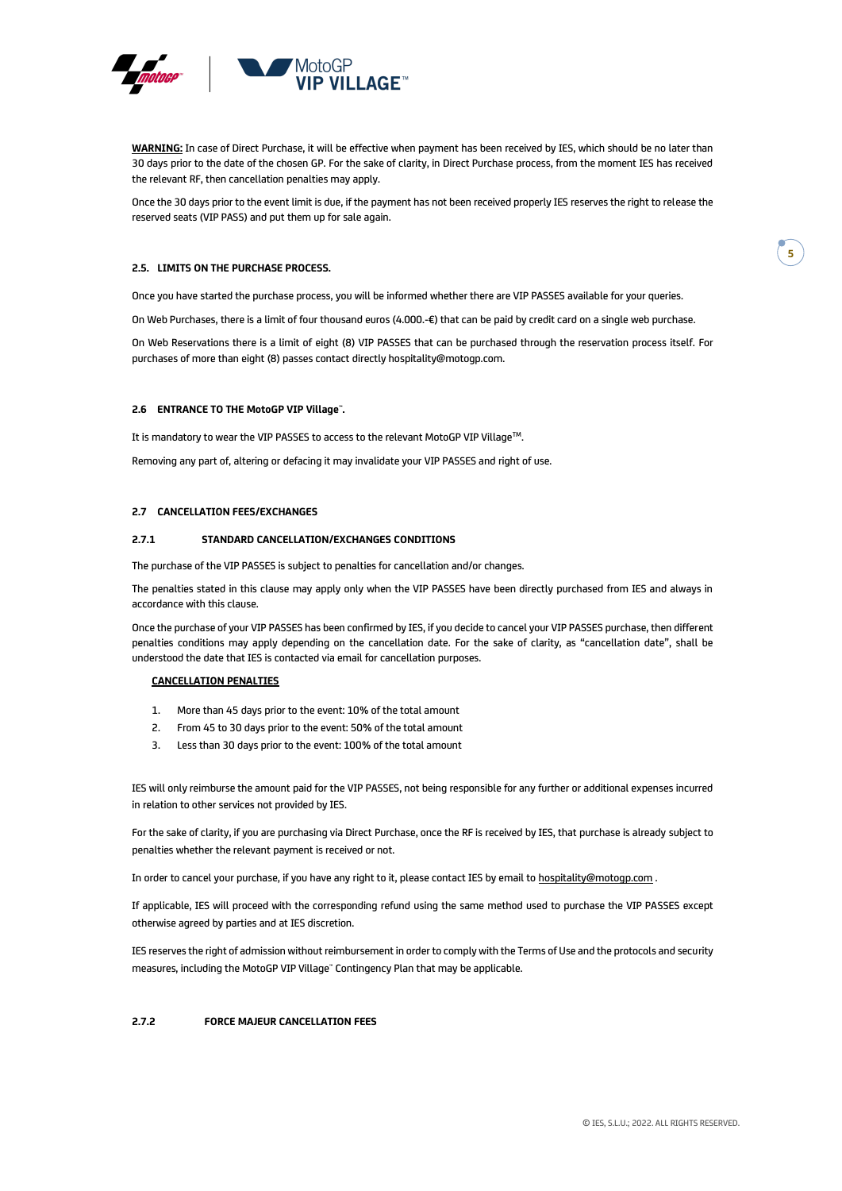**WARNING:** In case of Direct Purchase, it will be effective when payment has been received by IES, which should be no later than 30 days prior to the date of the chosen GP. For the sake of clarity, in Direct Purchase process, from the moment IES has received the relevant RF, then cancellation penalties may apply.

Once the 30 days prior to the event limit is due, if the payment has not been received properly IES reserves the right to release the reserved seats (VIP PASS) and put them up for sale again.

### 2.5. LIMITS ON THE PURCHASE PROCESS.

Once you have started the purchase process, you will be informed whether there are VIP PASSES available for your queries.

On Web Purchases, there is a limit of four thousand euros (4.000.-€) that can be paid by credit card on a single web purchase.

On Web Reservations there is a limit of eight (8) VIP PASSES that can be purchased through the reservation process itself. For purchases of more than eight (8) passes contact directly hospitality@motogp.com.

### 2.6 ENTRANCE TO THE MotoGP VIP Village™.

It is mandatory to wear the VIP PASSES to access to the relevant MotoGP VIP Village™.

Removing any part of, altering or defacing it may invalidate your VIP PASSES and right of use.

### 2.7 CANCELLATION FEES/EXCHANGES

#### 2.7.1 STANDARD CANCELLATION/EXCHANGES CONDITIONS

The purchase of the VIP PASSES is subject to penalties for cancellation and/or changes.

The penalties stated in this clause may apply only when the VIP PASSES have been directly purchased from IES and always in accordance with this clause.

Once the purchase of your VIP PASSES has been confirmed by IES, if you decide to cancel your VIP PASSES purchase, then different penalties conditions may apply depending on the cancellation date. For the sake of clarity, as "cancellation date", shall be understood the date that IES is contacted via email for cancellation purposes.

**CANCELLATION PENALTIES**

1. More than 45 days prior to the event: 10% of the total amount
2. From 45 to 30 days prior to the event: 50% of the total amount
3. Less than 30 days prior to the event: 100% of the total amount

IES will only reimburse the amount paid for the VIP PASSES, not being responsible for any further or additional expenses incurred in relation to other services not provided by IES.

For the sake of clarity, if you are purchasing via Direct Purchase, once the RF is received by IES, that purchase is already subject to penalties whether the relevant payment is received or not.

In order to cancel your purchase, if you have any right to it, please contact IES by email to hospitality@motogp.com .

If applicable, IES will proceed with the corresponding refund using the same method used to purchase the VIP PASSES except otherwise agreed by parties and at IES discretion.

IES reserves the right of admission without reimbursement in order to comply with the Terms of Use and the protocols and security measures, including the MotoGP VIP Village™ Contingency Plan that may be applicable.

#### 2.7.2 FORCE MAJEUR CANCELLATION FEES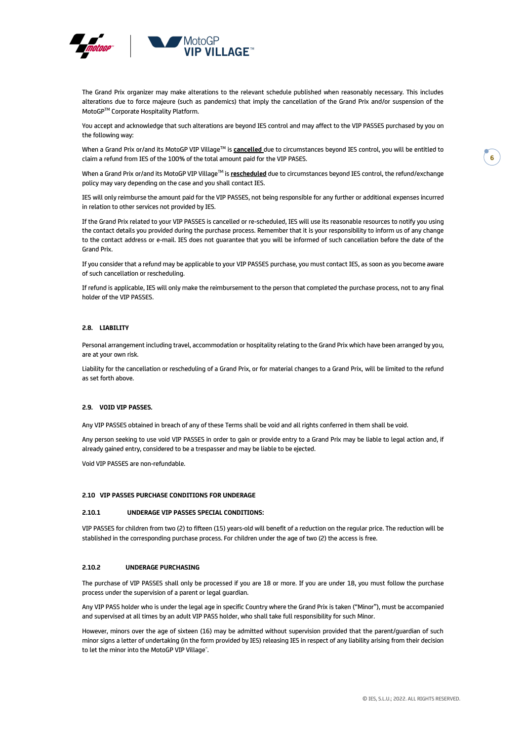The Grand Prix organizer may make alterations to the relevant schedule published when reasonably necessary. This includes alterations due to force majeure (such as pandemics) that imply the cancellation of the Grand Prix and/or suspension of the MotoGP™ Corporate Hospitality Platform.

You accept and acknowledge that such alterations are beyond IES control and may affect to the VIP PASSES purchased by you on the following way:

When a Grand Prix or/and its MotoGP VIP Village™ is **cancelled** due to circumstances beyond IES control, you will be entitled to claim a refund from IES of the 100% of the total amount paid for the VIP PASES.

When a Grand Prix or/and its MotoGP VIP Village™ is **rescheduled** due to circumstances beyond IES control, the refund/exchange policy may vary depending on the case and you shall contact IES.

IES will only reimburse the amount paid for the VIP PASSES, not being responsible for any further or additional expenses incurred in relation to other services not provided by IES.

If the Grand Prix related to your VIP PASSES is cancelled or re-scheduled, IES will use its reasonable resources to notify you using the contact details you provided during the purchase process. Remember that it is your responsibility to inform us of any change to the contact address or e-mail. IES does not guarantee that you will be informed of such cancellation before the date of the Grand Prix.

If you consider that a refund may be applicable to your VIP PASSES purchase, you must contact IES, as soon as you become aware of such cancellation or rescheduling.

If refund is applicable, IES will only make the reimbursement to the person that completed the purchase process, not to any final holder of the VIP PASSES.

### 2.8. LIABILITY

Personal arrangement including travel, accommodation or hospitality relating to the Grand Prix which have been arranged by you, are at your own risk.

Liability for the cancellation or rescheduling of a Grand Prix, or for material changes to a Grand Prix, will be limited to the refund as set forth above.

### 2.9. VOID VIP PASSES.

Any VIP PASSES obtained in breach of any of these Terms shall be void and all rights conferred in them shall be void.

Any person seeking to use void VIP PASSES in order to gain or provide entry to a Grand Prix may be liable to legal action and, if already gained entry, considered to be a trespasser and may be liable to be ejected.

Void VIP PASSES are non-refundable.

### 2.10 VIP PASSES PURCHASE CONDITIONS FOR UNDERAGE

#### 2.10.1 UNDERAGE VIP PASSES SPECIAL CONDITIONS:

VIP PASSES for children from two (2) to fifteen (15) years-old will benefit of a reduction on the regular price. The reduction will be stablished in the corresponding purchase process. For children under the age of two (2) the access is free.

#### 2.10.2 UNDERAGE PURCHASING

The purchase of VIP PASSES shall only be processed if you are 18 or more. If you are under 18, you must follow the purchase process under the supervision of a parent or legal guardian.

Any VIP PASS holder who is under the legal age in specific Country where the Grand Prix is taken ("Minor"), must be accompanied and supervised at all times by an adult VIP PASS holder, who shall take full responsibility for such Minor.

However, minors over the age of sixteen (16) may be admitted without supervision provided that the parent/guardian of such minor signs a letter of undertaking (in the form provided by IES) releasing IES in respect of any liability arising from their decision to let the minor into the MotoGP VIP Village™.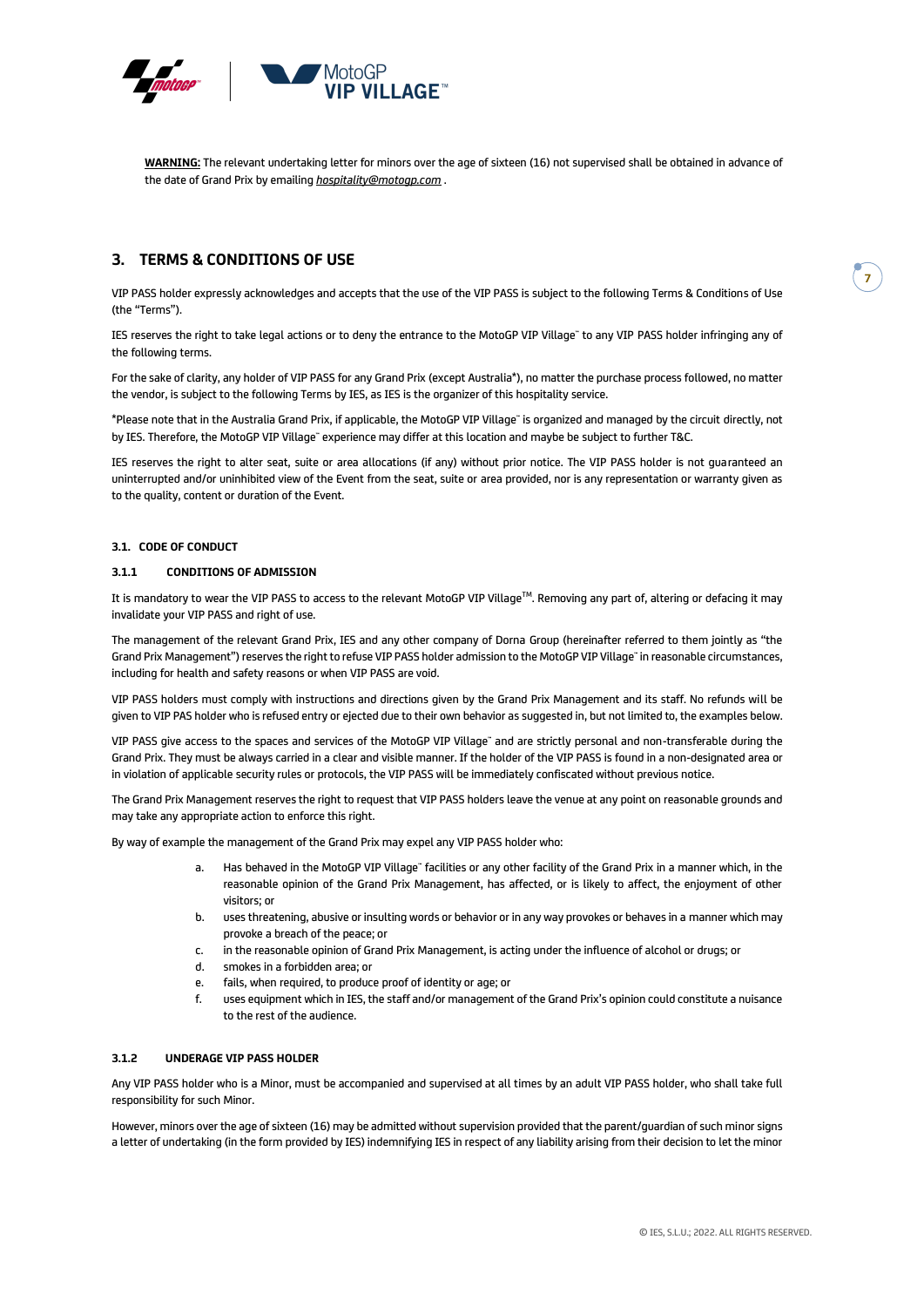**WARNING:** The relevant undertaking letter for minors over the age of sixteen (16) not supervised shall be obtained in advance of the date of Grand Prix by emailing *hospitality@motogp.com* .

## 3. TERMS & CONDITIONS OF USE

VIP PASS holder expressly acknowledges and accepts that the use of the VIP PASS is subject to the following Terms & Conditions of Use (the "Terms").

IES reserves the right to take legal actions or to deny the entrance to the MotoGP VIP Village™ to any VIP PASS holder infringing any of the following terms.

For the sake of clarity, any holder of VIP PASS for any Grand Prix (except Australia*), no matter the purchase process followed, no matter the vendor, is subject to the following Terms by IES, as IES is the organizer of this hospitality service.

*Please note that in the Australia Grand Prix, if applicable, the MotoGP VIP Village™ is organized and managed by the circuit directly, not by IES. Therefore, the MotoGP VIP Village™ experience may differ at this location and maybe be subject to further T&C.

IES reserves the right to alter seat, suite or area allocations (if any) without prior notice. The VIP PASS holder is not guaranteed an uninterrupted and/or uninhibited view of the Event from the seat, suite or area provided, nor is any representation or warranty given as to the quality, content or duration of the Event.

### 3.1. CODE OF CONDUCT

#### 3.1.1 CONDITIONS OF ADMISSION

It is mandatory to wear the VIP PASS to access to the relevant MotoGP VIP Village™. Removing any part of, altering or defacing it may invalidate your VIP PASS and right of use.

The management of the relevant Grand Prix, IES and any other company of Dorna Group (hereinafter referred to them jointly as "the Grand Prix Management") reserves the right to refuse VIP PASS holder admission to the MotoGP VIP Village™ in reasonable circumstances, including for health and safety reasons or when VIP PASS are void.

VIP PASS holders must comply with instructions and directions given by the Grand Prix Management and its staff. No refunds will be given to VIP PAS holder who is refused entry or ejected due to their own behavior as suggested in, but not limited to, the examples below.

VIP PASS give access to the spaces and services of the MotoGP VIP Village™ and are strictly personal and non-transferable during the Grand Prix. They must be always carried in a clear and visible manner. If the holder of the VIP PASS is found in a non-designated area or in violation of applicable security rules or protocols, the VIP PASS will be immediately confiscated without previous notice.

The Grand Prix Management reserves the right to request that VIP PASS holders leave the venue at any point on reasonable grounds and may take any appropriate action to enforce this right.

By way of example the management of the Grand Prix may expel any VIP PASS holder who:

a. Has behaved in the MotoGP VIP Village™ facilities or any other facility of the Grand Prix in a manner which, in the reasonable opinion of the Grand Prix Management, has affected, or is likely to affect, the enjoyment of other visitors; or
b. uses threatening, abusive or insulting words or behavior or in any way provokes or behaves in a manner which may provoke a breach of the peace; or
c. in the reasonable opinion of Grand Prix Management, is acting under the influence of alcohol or drugs; or
d. smokes in a forbidden area; or
e. fails, when required, to produce proof of identity or age; or
f. uses equipment which in IES, the staff and/or management of the Grand Prix's opinion could constitute a nuisance to the rest of the audience.

#### 3.1.2 UNDERAGE VIP PASS HOLDER

Any VIP PASS holder who is a Minor, must be accompanied and supervised at all times by an adult VIP PASS holder, who shall take full responsibility for such Minor.

However, minors over the age of sixteen (16) may be admitted without supervision provided that the parent/guardian of such minor signs a letter of undertaking (in the form provided by IES) indemnifying IES in respect of any liability arising from their decision to let the minor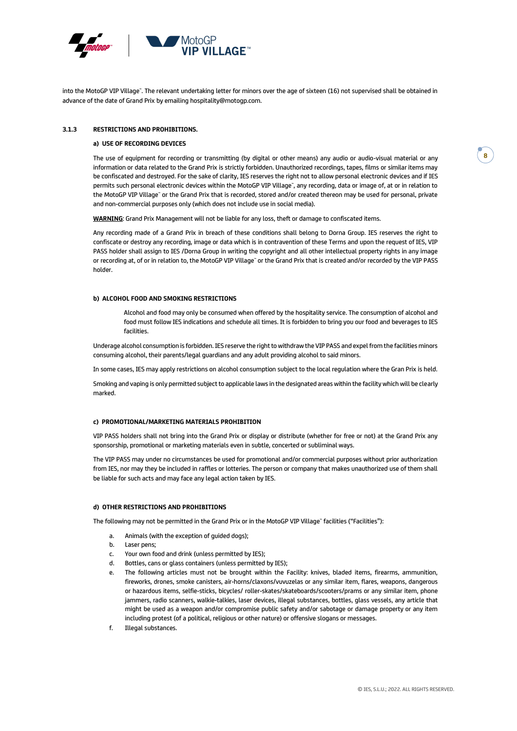into the MotoGP VIP Village™. The relevant undertaking letter for minors over the age of sixteen (16) not supervised shall be obtained in advance of the date of Grand Prix by emailing hospitality@motogp.com.

### 3.1.3 RESTRICTIONS AND PROHIBITIONS.

**a) USE OF RECORDING DEVICES**

The use of equipment for recording or transmitting (by digital or other means) any audio or audio-visual material or any information or data related to the Grand Prix is strictly forbidden. Unauthorized recordings, tapes, films or similar items may be confiscated and destroyed. For the sake of clarity, IES reserves the right not to allow personal electronic devices and if IES permits such personal electronic devices within the MotoGP VIP Village™, any recording, data or image of, at or in relation to the MotoGP VIP Village™ or the Grand Prix that is recorded, stored and/or created thereon may be used for personal, private and non-commercial purposes only (which does not include use in social media).

**WARNING**: Grand Prix Management will not be liable for any loss, theft or damage to confiscated items.

Any recording made of a Grand Prix in breach of these conditions shall belong to Dorna Group. IES reserves the right to confiscate or destroy any recording, image or data which is in contravention of these Terms and upon the request of IES, VIP PASS holder shall assign to IES /Dorna Group in writing the copyright and all other intellectual property rights in any image or recording at, of or in relation to, the MotoGP VIP Village™ or the Grand Prix that is created and/or recorded by the VIP PASS holder.

**b) ALCOHOL FOOD AND SMOKING RESTRICTIONS**

Alcohol and food may only be consumed when offered by the hospitality service. The consumption of alcohol and food must follow IES indications and schedule all times. It is forbidden to bring you our food and beverages to IES facilities.

Underage alcohol consumption is forbidden. IES reserve the right to withdraw the VIP PASS and expel from the facilities minors consuming alcohol, their parents/legal guardians and any adult providing alcohol to said minors.

In some cases, IES may apply restrictions on alcohol consumption subject to the local regulation where the Gran Prix is held.

Smoking and vaping is only permitted subject to applicable laws in the designated areas within the facility which will be clearly marked.

**c) PROMOTIONAL/MARKETING MATERIALS PROHIBITION**

VIP PASS holders shall not bring into the Grand Prix or display or distribute (whether for free or not) at the Grand Prix any sponsorship, promotional or marketing materials even in subtle, concerted or subliminal ways.

The VIP PASS may under no circumstances be used for promotional and/or commercial purposes without prior authorization from IES, nor may they be included in raffles or lotteries. The person or company that makes unauthorized use of them shall be liable for such acts and may face any legal action taken by IES.

**d) OTHER RESTRICTIONS AND PROHIBITIONS**

The following may not be permitted in the Grand Prix or in the MotoGP VIP Village™ facilities ("Facilities"):

a. Animals (with the exception of guided dogs);
b. Laser pens;
c. Your own food and drink (unless permitted by IES);
d. Bottles, cans or glass containers (unless permitted by IES);
e. The following articles must not be brought within the Facility: knives, bladed items, firearms, ammunition, fireworks, drones, smoke canisters, air-horns/claxons/vuvuzelas or any similar item, flares, weapons, dangerous or hazardous items, selfie-sticks, bicycles/ roller-skates/skateboards/scooters/prams or any similar item, phone jammers, radio scanners, walkie-talkies, laser devices, illegal substances, bottles, glass vessels, any article that might be used as a weapon and/or compromise public safety and/or sabotage or damage property or any item including protest (of a political, religious or other nature) or offensive slogans or messages.
f. Illegal substances.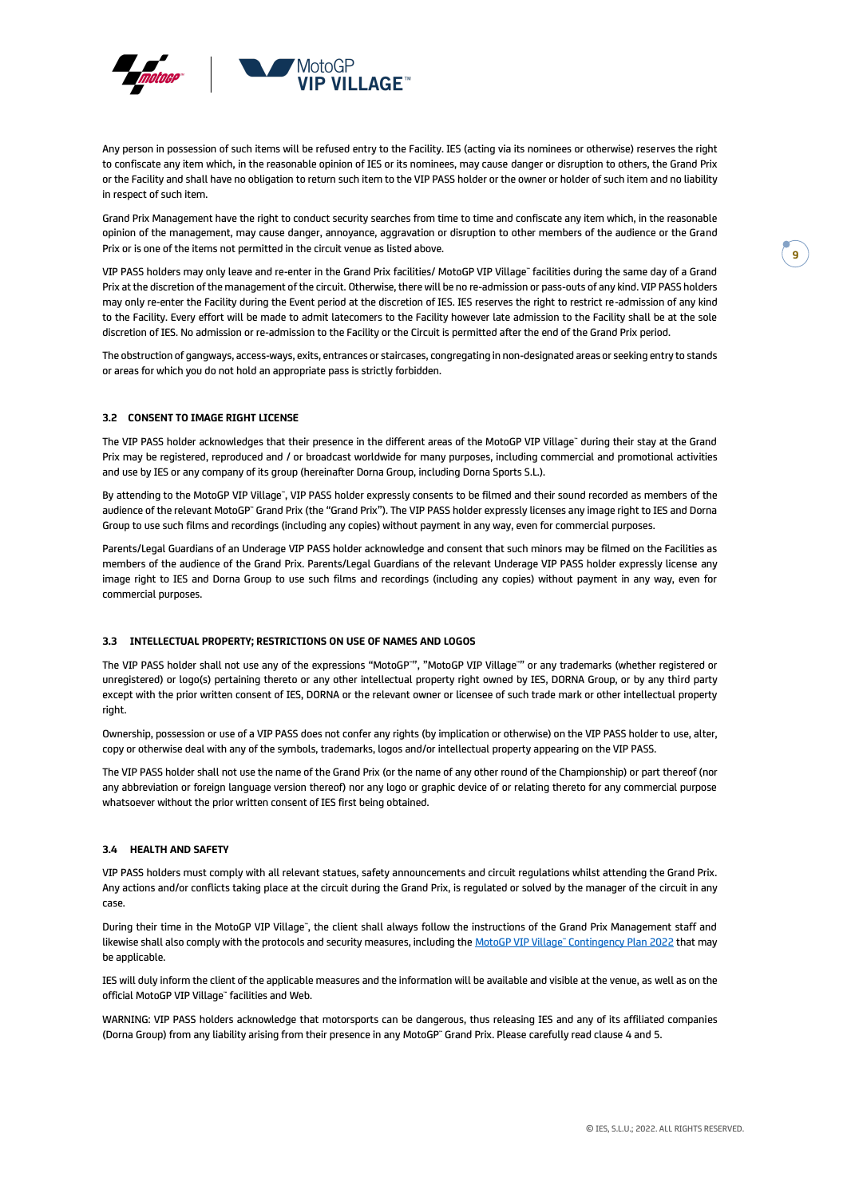Any person in possession of such items will be refused entry to the Facility. IES (acting via its nominees or otherwise) reserves the right to confiscate any item which, in the reasonable opinion of IES or its nominees, may cause danger or disruption to others, the Grand Prix or the Facility and shall have no obligation to return such item to the VIP PASS holder or the owner or holder of such item and no liability in respect of such item.

Grand Prix Management have the right to conduct security searches from time to time and confiscate any item which, in the reasonable opinion of the management, may cause danger, annoyance, aggravation or disruption to other members of the audience or the Grand Prix or is one of the items not permitted in the circuit venue as listed above.

VIP PASS holders may only leave and re-enter in the Grand Prix facilities/ MotoGP VIP Village™ facilities during the same day of a Grand Prix at the discretion of the management of the circuit. Otherwise, there will be no re-admission or pass-outs of any kind. VIP PASS holders may only re-enter the Facility during the Event period at the discretion of IES. IES reserves the right to restrict re-admission of any kind to the Facility. Every effort will be made to admit latecomers to the Facility however late admission to the Facility shall be at the sole discretion of IES. No admission or re-admission to the Facility or the Circuit is permitted after the end of the Grand Prix period.

The obstruction of gangways, access-ways, exits, entrances or staircases, congregating in non-designated areas or seeking entry to stands or areas for which you do not hold an appropriate pass is strictly forbidden.

### 3.2 CONSENT TO IMAGE RIGHT LICENSE

The VIP PASS holder acknowledges that their presence in the different areas of the MotoGP VIP Village™ during their stay at the Grand Prix may be registered, reproduced and / or broadcast worldwide for many purposes, including commercial and promotional activities and use by IES or any company of its group (hereinafter Dorna Group, including Dorna Sports S.L.).

By attending to the MotoGP VIP Village™, VIP PASS holder expressly consents to be filmed and their sound recorded as members of the audience of the relevant MotoGP™ Grand Prix (the "Grand Prix"). The VIP PASS holder expressly licenses any image right to IES and Dorna Group to use such films and recordings (including any copies) without payment in any way, even for commercial purposes.

Parents/Legal Guardians of an Underage VIP PASS holder acknowledge and consent that such minors may be filmed on the Facilities as members of the audience of the Grand Prix. Parents/Legal Guardians of the relevant Underage VIP PASS holder expressly license any image right to IES and Dorna Group to use such films and recordings (including any copies) without payment in any way, even for commercial purposes.

### 3.3 INTELLECTUAL PROPERTY; RESTRICTIONS ON USE OF NAMES AND LOGOS

The VIP PASS holder shall not use any of the expressions "MotoGP™", "MotoGP VIP Village™" or any trademarks (whether registered or unregistered) or logo(s) pertaining thereto or any other intellectual property right owned by IES, DORNA Group, or by any third party except with the prior written consent of IES, DORNA or the relevant owner or licensee of such trade mark or other intellectual property right.

Ownership, possession or use of a VIP PASS does not confer any rights (by implication or otherwise) on the VIP PASS holder to use, alter, copy or otherwise deal with any of the symbols, trademarks, logos and/or intellectual property appearing on the VIP PASS.

The VIP PASS holder shall not use the name of the Grand Prix (or the name of any other round of the Championship) or part thereof (nor any abbreviation or foreign language version thereof) nor any logo or graphic device of or relating thereto for any commercial purpose whatsoever without the prior written consent of IES first being obtained.

### 3.4 HEALTH AND SAFETY

VIP PASS holders must comply with all relevant statues, safety announcements and circuit regulations whilst attending the Grand Prix. Any actions and/or conflicts taking place at the circuit during the Grand Prix, is regulated or solved by the manager of the circuit in any case.

During their time in the MotoGP VIP Village™, the client shall always follow the instructions of the Grand Prix Management staff and likewise shall also comply with the protocols and security measures, including the MotoGP VIP Village™ Contingency Plan 2022 that may be applicable.

IES will duly inform the client of the applicable measures and the information will be available and visible at the venue, as well as on the official MotoGP VIP Village™ facilities and Web.

WARNING: VIP PASS holders acknowledge that motorsports can be dangerous, thus releasing IES and any of its affiliated companies (Dorna Group) from any liability arising from their presence in any MotoGP™ Grand Prix. Please carefully read clause 4 and 5.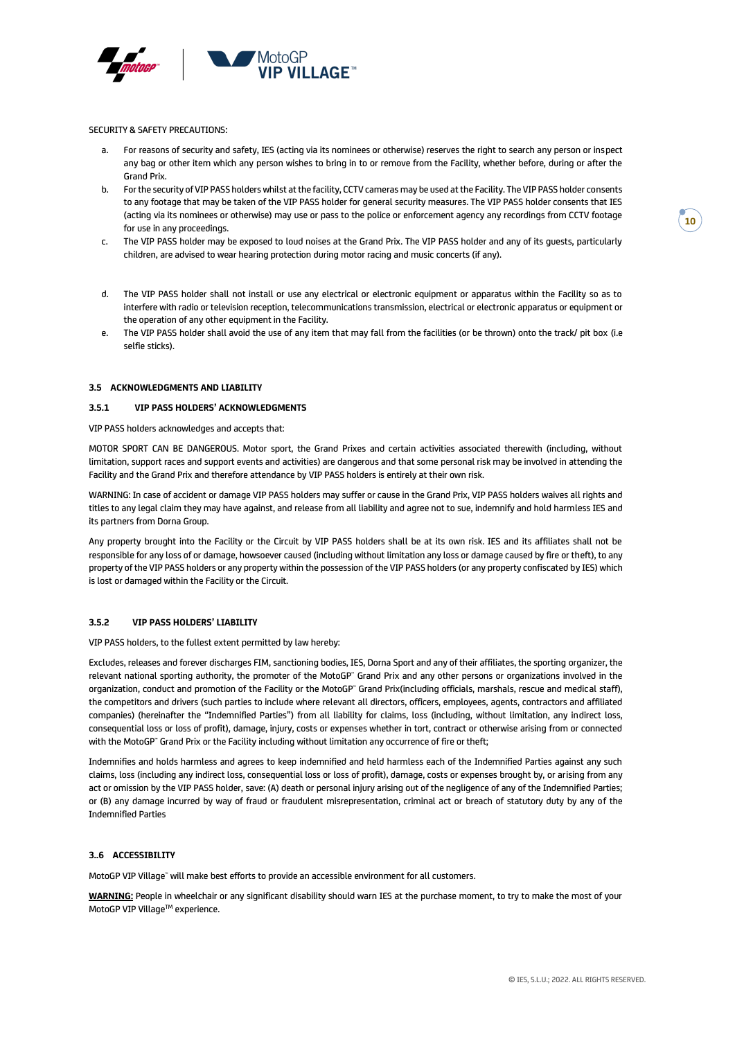SECURITY & SAFETY PRECAUTIONS:

a. For reasons of security and safety, IES (acting via its nominees or otherwise) reserves the right to search any person or inspect any bag or other item which any person wishes to bring in to or remove from the Facility, whether before, during or after the Grand Prix.

b. For the security of VIP PASS holders whilst at the facility, CCTV cameras may be used at the Facility. The VIP PASS holder consents to any footage that may be taken of the VIP PASS holder for general security measures. The VIP PASS holder consents that IES (acting via its nominees or otherwise) may use or pass to the police or enforcement agency any recordings from CCTV footage for use in any proceedings.

c. The VIP PASS holder may be exposed to loud noises at the Grand Prix. The VIP PASS holder and any of its guests, particularly children, are advised to wear hearing protection during motor racing and music concerts (if any).

d. The VIP PASS holder shall not install or use any electrical or electronic equipment or apparatus within the Facility so as to interfere with radio or television reception, telecommunications transmission, electrical or electronic apparatus or equipment or the operation of any other equipment in the Facility.

e. The VIP PASS holder shall avoid the use of any item that may fall from the facilities (or be thrown) onto the track/ pit box (i.e selfie sticks).

### 3.5 ACKNOWLEDGMENTS AND LIABILITY

#### 3.5.1 VIP PASS HOLDERS' ACKNOWLEDGMENTS

VIP PASS holders acknowledges and accepts that:

MOTOR SPORT CAN BE DANGEROUS. Motor sport, the Grand Prixes and certain activities associated therewith (including, without limitation, support races and support events and activities) are dangerous and that some personal risk may be involved in attending the Facility and the Grand Prix and therefore attendance by VIP PASS holders is entirely at their own risk.

WARNING: In case of accident or damage VIP PASS holders may suffer or cause in the Grand Prix, VIP PASS holders waives all rights and titles to any legal claim they may have against, and release from all liability and agree not to sue, indemnify and hold harmless IES and its partners from Dorna Group.

Any property brought into the Facility or the Circuit by VIP PASS holders shall be at its own risk. IES and its affiliates shall not be responsible for any loss of or damage, howsoever caused (including without limitation any loss or damage caused by fire or theft), to any property of the VIP PASS holders or any property within the possession of the VIP PASS holders (or any property confiscated by IES) which is lost or damaged within the Facility or the Circuit.

#### 3.5.2 VIP PASS HOLDERS' LIABILITY

VIP PASS holders, to the fullest extent permitted by law hereby:

Excludes, releases and forever discharges FIM, sanctioning bodies, IES, Dorna Sport and any of their affiliates, the sporting organizer, the relevant national sporting authority, the promoter of the MotoGP™ Grand Prix and any other persons or organizations involved in the organization, conduct and promotion of the Facility or the MotoGP™ Grand Prix(including officials, marshals, rescue and medical staff), the competitors and drivers (such parties to include where relevant all directors, officers, employees, agents, contractors and affiliated companies) (hereinafter the "Indemnified Parties") from all liability for claims, loss (including, without limitation, any indirect loss, consequential loss or loss of profit), damage, injury, costs or expenses whether in tort, contract or otherwise arising from or connected with the MotoGP™ Grand Prix or the Facility including without limitation any occurrence of fire or theft;

Indemnifies and holds harmless and agrees to keep indemnified and held harmless each of the Indemnified Parties against any such claims, loss (including any indirect loss, consequential loss or loss of profit), damage, costs or expenses brought by, or arising from any act or omission by the VIP PASS holder, save: (A) death or personal injury arising out of the negligence of any of the Indemnified Parties; or (B) any damage incurred by way of fraud or fraudulent misrepresentation, criminal act or breach of statutory duty by any of the Indemnified Parties

### 3..6 ACCESSIBILITY

MotoGP VIP Village™ will make best efforts to provide an accessible environment for all customers.

**WARNING:** People in wheelchair or any significant disability should warn IES at the purchase moment, to try to make the most of your MotoGP VIP Village™ experience.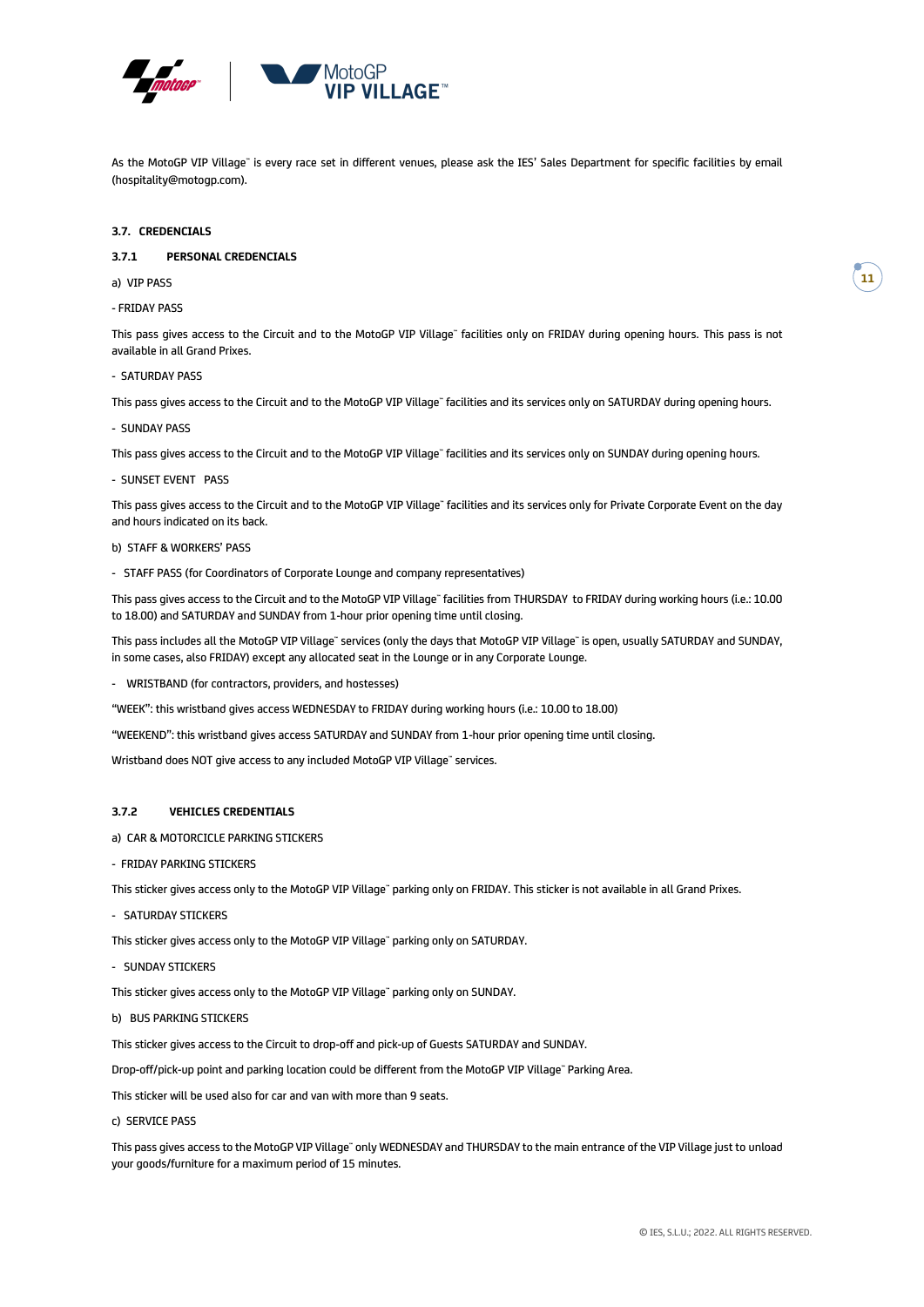As the MotoGP VIP Village™ is every race set in different venues, please ask the IES' Sales Department for specific facilities by email (hospitality@motogp.com).

### 3.7. CREDENCIALS

#### 3.7.1 PERSONAL CREDENCIALS

a) VIP PASS

- FRIDAY PASS

This pass gives access to the Circuit and to the MotoGP VIP Village™ facilities only on FRIDAY during opening hours. This pass is not available in all Grand Prixes.

- SATURDAY PASS

This pass gives access to the Circuit and to the MotoGP VIP Village™ facilities and its services only on SATURDAY during opening hours.

- SUNDAY PASS

This pass gives access to the Circuit and to the MotoGP VIP Village™ facilities and its services only on SUNDAY during opening hours.

- SUNSET EVENT PASS

This pass gives access to the Circuit and to the MotoGP VIP Village™ facilities and its services only for Private Corporate Event on the day and hours indicated on its back.

b) STAFF & WORKERS' PASS

- STAFF PASS (for Coordinators of Corporate Lounge and company representatives)

This pass gives access to the Circuit and to the MotoGP VIP Village™ facilities from THURSDAY to FRIDAY during working hours (i.e.: 10.00 to 18.00) and SATURDAY and SUNDAY from 1-hour prior opening time until closing.

This pass includes all the MotoGP VIP Village™ services (only the days that MotoGP VIP Village™ is open, usually SATURDAY and SUNDAY, in some cases, also FRIDAY) except any allocated seat in the Lounge or in any Corporate Lounge.

- WRISTBAND (for contractors, providers, and hostesses)

"WEEK": this wristband gives access WEDNESDAY to FRIDAY during working hours (i.e.: 10.00 to 18.00)

"WEEKEND": this wristband gives access SATURDAY and SUNDAY from 1-hour prior opening time until closing.

Wristband does NOT give access to any included MotoGP VIP Village™ services.

#### 3.7.2 VEHICLES CREDENTIALS

a) CAR & MOTORCICLE PARKING STICKERS

- FRIDAY PARKING STICKERS

This sticker gives access only to the MotoGP VIP Village™ parking only on FRIDAY. This sticker is not available in all Grand Prixes.

- SATURDAY STICKERS

This sticker gives access only to the MotoGP VIP Village™ parking only on SATURDAY.

- SUNDAY STICKERS

This sticker gives access only to the MotoGP VIP Village™ parking only on SUNDAY.

b) BUS PARKING STICKERS

This sticker gives access to the Circuit to drop-off and pick-up of Guests SATURDAY and SUNDAY.

Drop-off/pick-up point and parking location could be different from the MotoGP VIP Village™ Parking Area.

This sticker will be used also for car and van with more than 9 seats.

c) SERVICE PASS

This pass gives access to the MotoGP VIP Village™ only WEDNESDAY and THURSDAY to the main entrance of the VIP Village just to unload your goods/furniture for a maximum period of 15 minutes.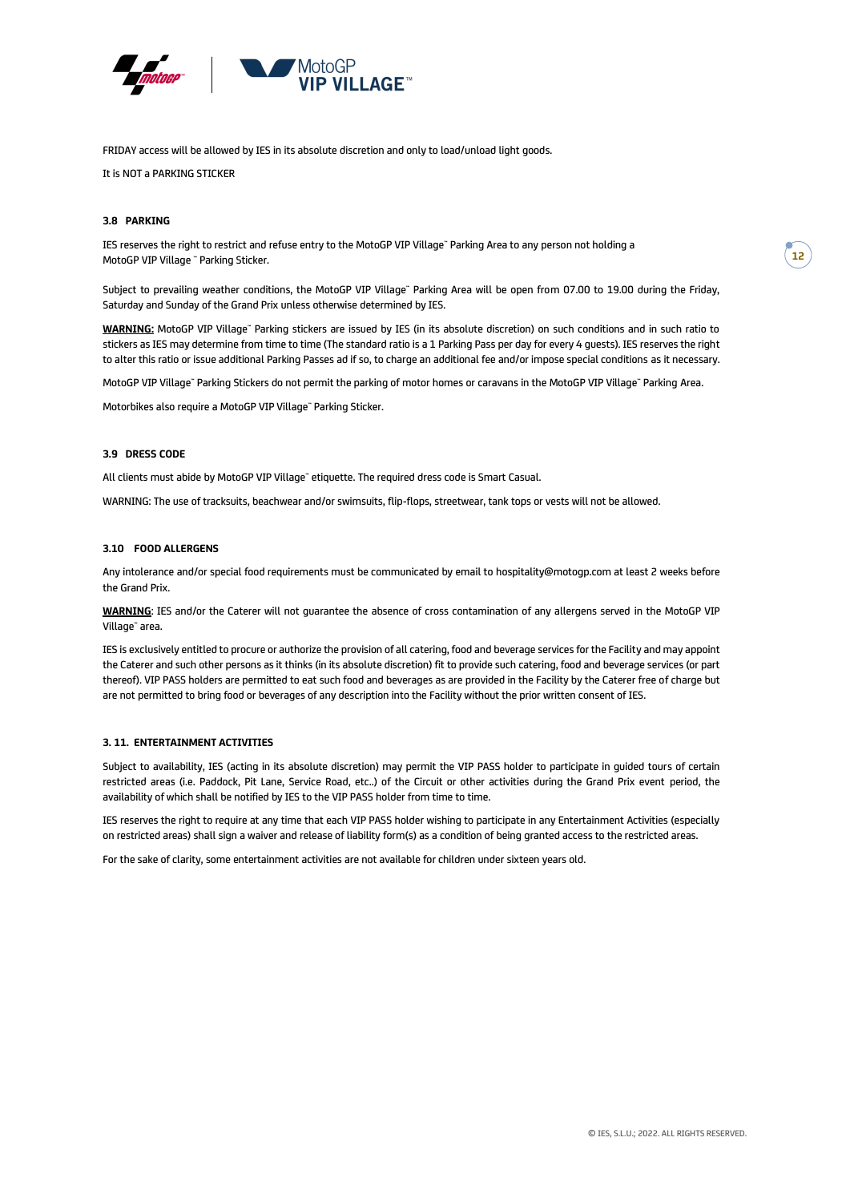FRIDAY access will be allowed by IES in its absolute discretion and only to load/unload light goods.

It is NOT a PARKING STICKER

### 3.8 PARKING

IES reserves the right to restrict and refuse entry to the MotoGP VIP Village™ Parking Area to any person not holding a MotoGP VIP Village ™ Parking Sticker.

Subject to prevailing weather conditions, the MotoGP VIP Village™ Parking Area will be open from 07.00 to 19.00 during the Friday, Saturday and Sunday of the Grand Prix unless otherwise determined by IES.

**WARNING:** MotoGP VIP Village™ Parking stickers are issued by IES (in its absolute discretion) on such conditions and in such ratio to stickers as IES may determine from time to time (The standard ratio is a 1 Parking Pass per day for every 4 guests). IES reserves the right to alter this ratio or issue additional Parking Passes ad if so, to charge an additional fee and/or impose special conditions as it necessary.

MotoGP VIP Village™ Parking Stickers do not permit the parking of motor homes or caravans in the MotoGP VIP Village™ Parking Area.

Motorbikes also require a MotoGP VIP Village™ Parking Sticker.

### 3.9 DRESS CODE

All clients must abide by MotoGP VIP Village™ etiquette. The required dress code is Smart Casual.

WARNING: The use of tracksuits, beachwear and/or swimsuits, flip-flops, streetwear, tank tops or vests will not be allowed.

### 3.10 FOOD ALLERGENS

Any intolerance and/or special food requirements must be communicated by email to hospitality@motogp.com at least 2 weeks before the Grand Prix.

**WARNING**: IES and/or the Caterer will not guarantee the absence of cross contamination of any allergens served in the MotoGP VIP Village™ area.

IES is exclusively entitled to procure or authorize the provision of all catering, food and beverage services for the Facility and may appoint the Caterer and such other persons as it thinks (in its absolute discretion) fit to provide such catering, food and beverage services (or part thereof). VIP PASS holders are permitted to eat such food and beverages as are provided in the Facility by the Caterer free of charge but are not permitted to bring food or beverages of any description into the Facility without the prior written consent of IES.

### 3. 11. ENTERTAINMENT ACTIVITIES

Subject to availability, IES (acting in its absolute discretion) may permit the VIP PASS holder to participate in guided tours of certain restricted areas (i.e. Paddock, Pit Lane, Service Road, etc..) of the Circuit or other activities during the Grand Prix event period, the availability of which shall be notified by IES to the VIP PASS holder from time to time.

IES reserves the right to require at any time that each VIP PASS holder wishing to participate in any Entertainment Activities (especially on restricted areas) shall sign a waiver and release of liability form(s) as a condition of being granted access to the restricted areas.

For the sake of clarity, some entertainment activities are not available for children under sixteen years old.